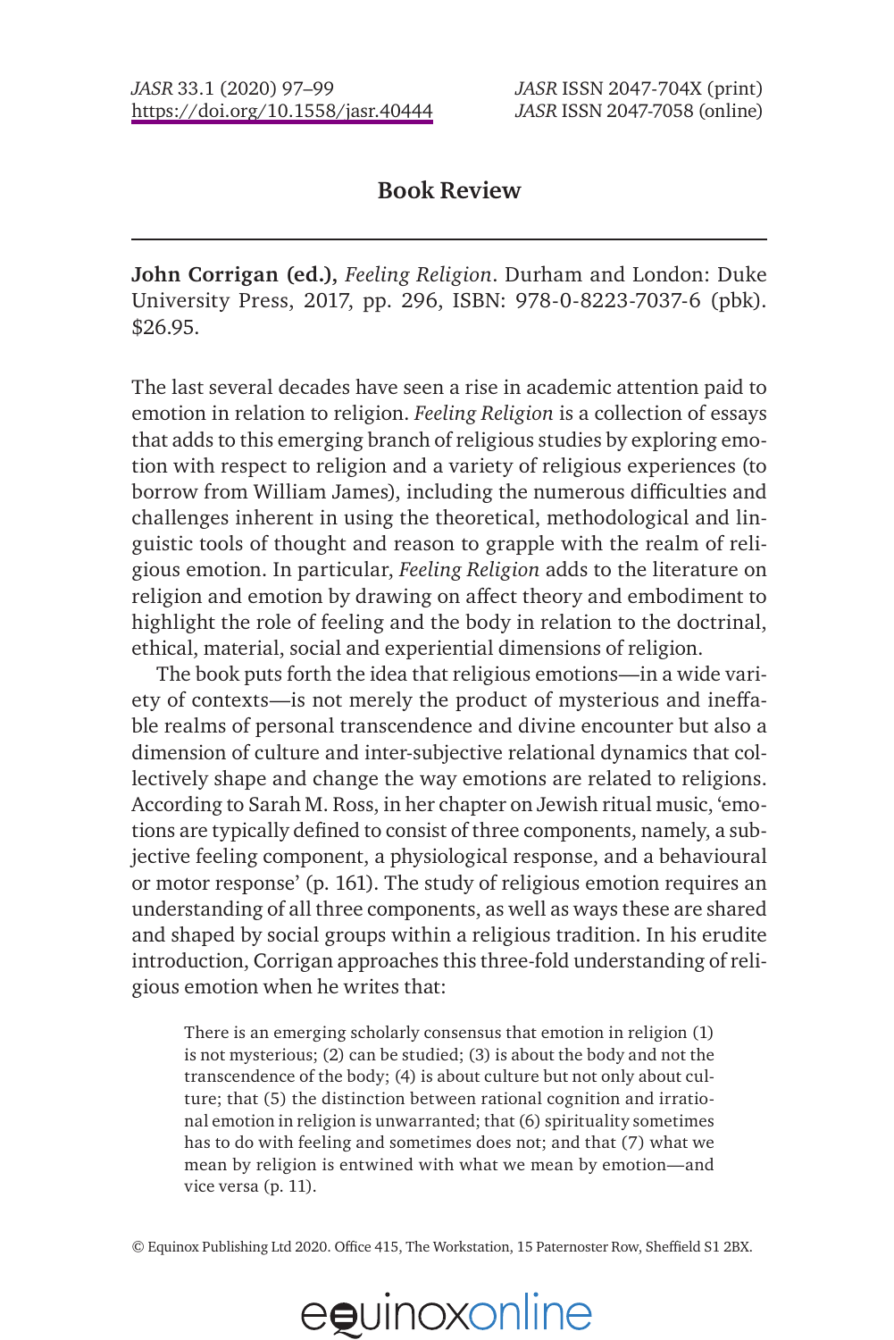## Book Review

**John Corrigan (ed.),** *Feeling Religion*. Durham and London: Duke University Press, 2017, pp. 296, ISBN: 978-0-8223-7037-6 (pbk). $26.95.

The last several decades have seen a rise in academic attention paid to emotion in relation to religion. *Feeling Religion* is a collection of essays that adds to this emerging branch of religious studies by exploring emotion with respect to religion and a variety of religious experiences (to borrow from William James), including the numerous difficulties and challenges inherent in using the theoretical, methodological and linguistic tools of thought and reason to grapple with the realm of religious emotion. In particular, *Feeling Religion* adds to the literature on religion and emotion by drawing on affect theory and embodiment to highlight the role of feeling and the body in relation to the doctrinal, ethical, material, social and experiential dimensions of religion.

The book puts forth the idea that religious emotions—in a wide variety of contexts—is not merely the product of mysterious and ineffable realms of personal transcendence and divine encounter but also a dimension of culture and inter-subjective relational dynamics that collectively shape and change the way emotions are related to religions. According to Sarah M. Ross, in her chapter on Jewish ritual music, 'emotions are typically defined to consist of three components, namely, a subjective feeling component, a physiological response, and a behavioural or motor response' (p. 161). The study of religious emotion requires an understanding of all three components, as well as ways these are shared and shaped by social groups within a religious tradition. In his erudite introduction, Corrigan approaches this three-fold understanding of religious emotion when he writes that:

> There is an emerging scholarly consensus that emotion in religion (1) is not mysterious; (2) can be studied; (3) is about the body and not the transcendence of the body; (4) is about culture but not only about culture; that (5) the distinction between rational cognition and irrational emotion in religion is unwarranted; that (6) spirituality sometimes has to do with feeling and sometimes does not; and that (7) what we mean by religion is entwined with what we mean by emotion—and vice versa (p. 11).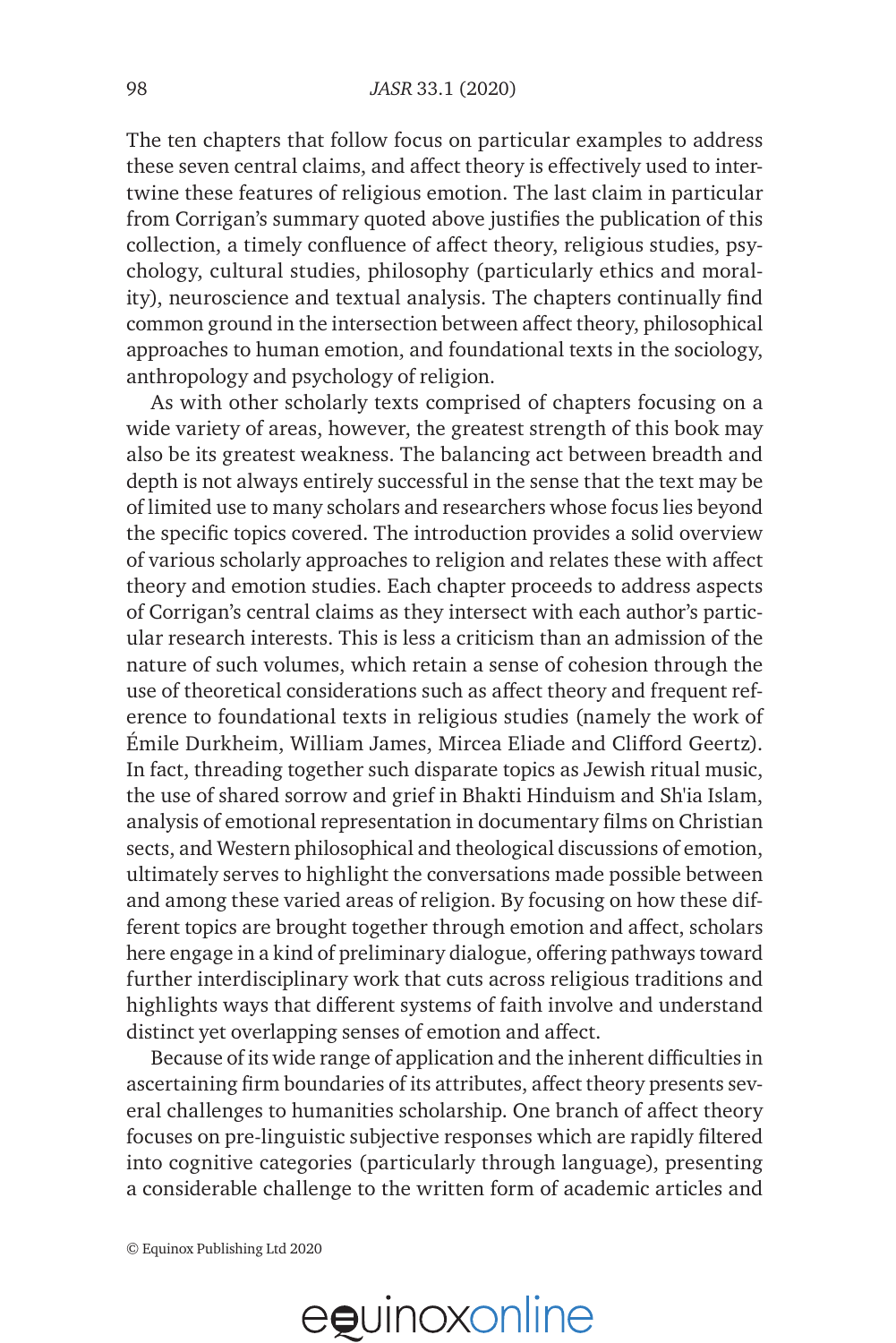The ten chapters that follow focus on particular examples to address these seven central claims, and affect theory is effectively used to intertwine these features of religious emotion. The last claim in particular from Corrigan's summary quoted above justifies the publication of this collection, a timely confluence of affect theory, religious studies, psychology, cultural studies, philosophy (particularly ethics and morality), neuroscience and textual analysis. The chapters continually find common ground in the intersection between affect theory, philosophical approaches to human emotion, and foundational texts in the sociology, anthropology and psychology of religion.

As with other scholarly texts comprised of chapters focusing on a wide variety of areas, however, the greatest strength of this book may also be its greatest weakness. The balancing act between breadth and depth is not always entirely successful in the sense that the text may be of limited use to many scholars and researchers whose focus lies beyond the specific topics covered. The introduction provides a solid overview of various scholarly approaches to religion and relates these with affect theory and emotion studies. Each chapter proceeds to address aspects of Corrigan's central claims as they intersect with each author's particular research interests. This is less a criticism than an admission of the nature of such volumes, which retain a sense of cohesion through the use of theoretical considerations such as affect theory and frequent reference to foundational texts in religious studies (namely the work of Émile Durkheim, William James, Mircea Eliade and Clifford Geertz). In fact, threading together such disparate topics as Jewish ritual music, the use of shared sorrow and grief in Bhakti Hinduism and Sh'ia Islam, analysis of emotional representation in documentary films on Christian sects, and Western philosophical and theological discussions of emotion, ultimately serves to highlight the conversations made possible between and among these varied areas of religion. By focusing on how these different topics are brought together through emotion and affect, scholars here engage in a kind of preliminary dialogue, offering pathways toward further interdisciplinary work that cuts across religious traditions and highlights ways that different systems of faith involve and understand distinct yet overlapping senses of emotion and affect.

Because of its wide range of application and the inherent difficulties in ascertaining firm boundaries of its attributes, affect theory presents several challenges to humanities scholarship. One branch of affect theory focuses on pre-linguistic subjective responses which are rapidly filtered into cognitive categories (particularly through language), presenting a considerable challenge to the written form of academic articles and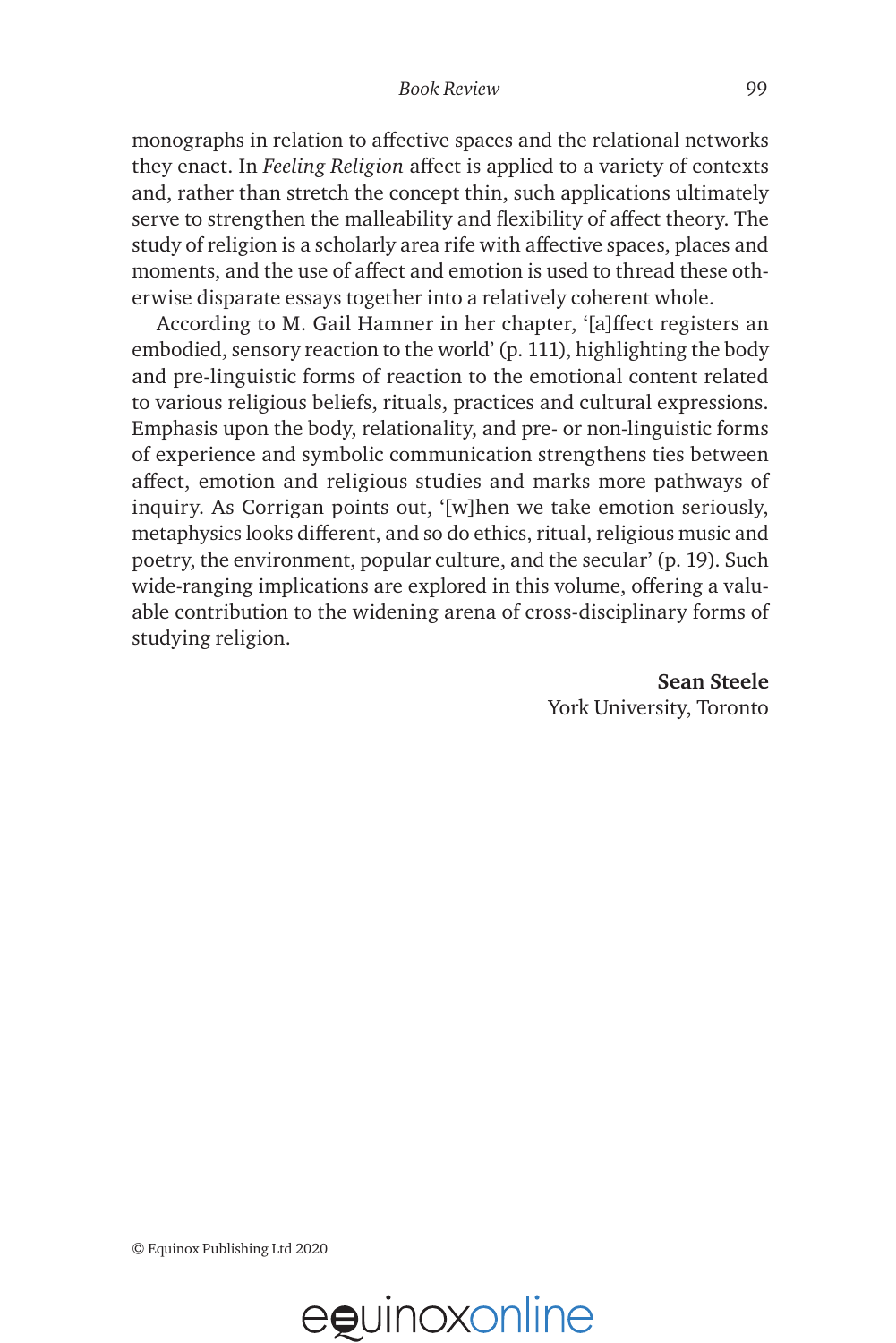monographs in relation to affective spaces and the relational networks they enact. In *Feeling Religion* affect is applied to a variety of contexts and, rather than stretch the concept thin, such applications ultimately serve to strengthen the malleability and flexibility of affect theory. The study of religion is a scholarly area rife with affective spaces, places and moments, and the use of affect and emotion is used to thread these otherwise disparate essays together into a relatively coherent whole.

According to M. Gail Hamner in her chapter, '[a]ffect registers an embodied, sensory reaction to the world' (p. 111), highlighting the body and pre-linguistic forms of reaction to the emotional content related to various religious beliefs, rituals, practices and cultural expressions. Emphasis upon the body, relationality, and pre- or non-linguistic forms of experience and symbolic communication strengthens ties between affect, emotion and religious studies and marks more pathways of inquiry. As Corrigan points out, '[w]hen we take emotion seriously, metaphysics looks different, and so do ethics, ritual, religious music and poetry, the environment, popular culture, and the secular' (p. 19). Such wide-ranging implications are explored in this volume, offering a valuable contribution to the widening arena of cross-disciplinary forms of studying religion.

**Sean Steele**
York University, Toronto